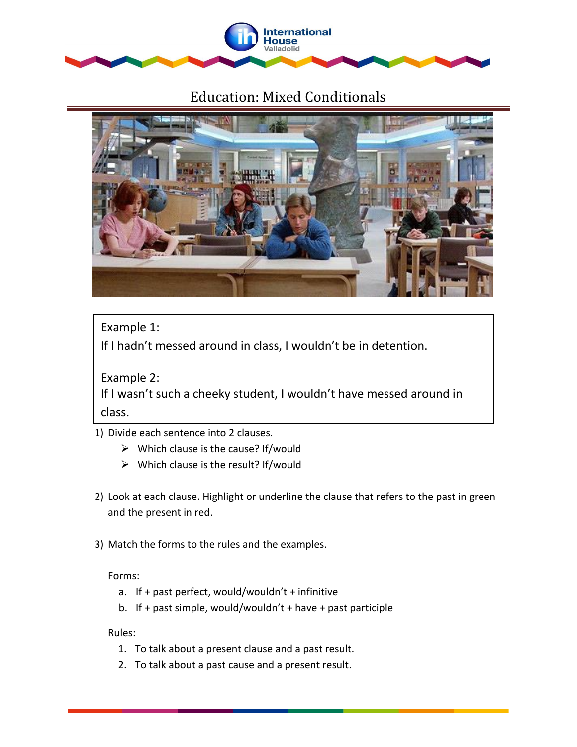# Education: Mixed Conditionals

Example 1:

If I hadn't messed around in class, I wouldn't be in detention.

Example 2:

If I wasn't such a cheeky student, I wouldn't have messed around in class.

1) Divide each sentence into 2 clauses.
   - Which clause is the cause? If/would
   - Which clause is the result? If/would

2) Look at each clause. Highlight or underline the clause that refers to the past in green and the present in red.

3) Match the forms to the rules and the examples.

   Forms:

   a. If + past perfect, would/wouldn't + infinitive
   b. If + past simple, would/wouldn't + have + past participle

   Rules:

   1. To talk about a present clause and a past result.
   2. To talk about a past cause and a present result.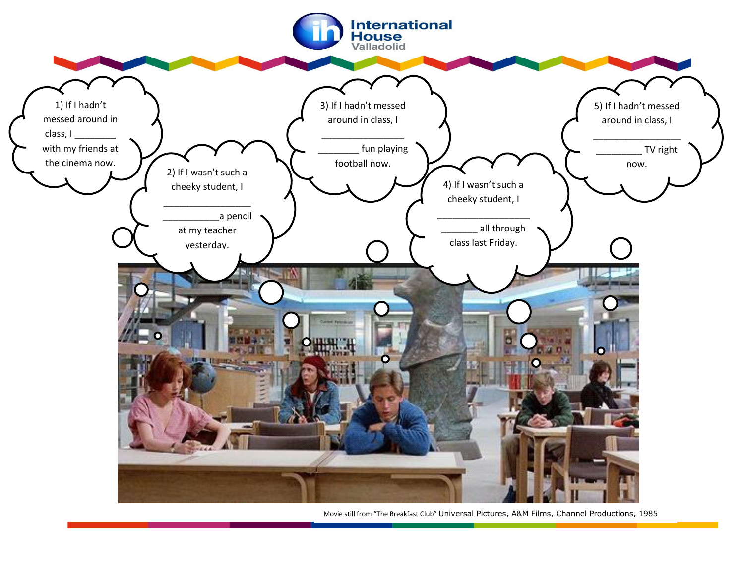1) If I hadn't messed around in class, I ________ with my friends at the cinema now.

2) If I wasn't such a cheeky student, I ________________ ___________a pencil at my teacher yesterday.

3) If I hadn't messed around in class, I ________________ ________ fun playing football now.

4) If I wasn't such a cheeky student, I _________________ _______ all through class last Friday.

5) If I hadn't messed around in class, I _________________ _________ TV right now.

Movie still from "The Breakfast Club" Universal Pictures, A&M Films, Channel Productions, 1985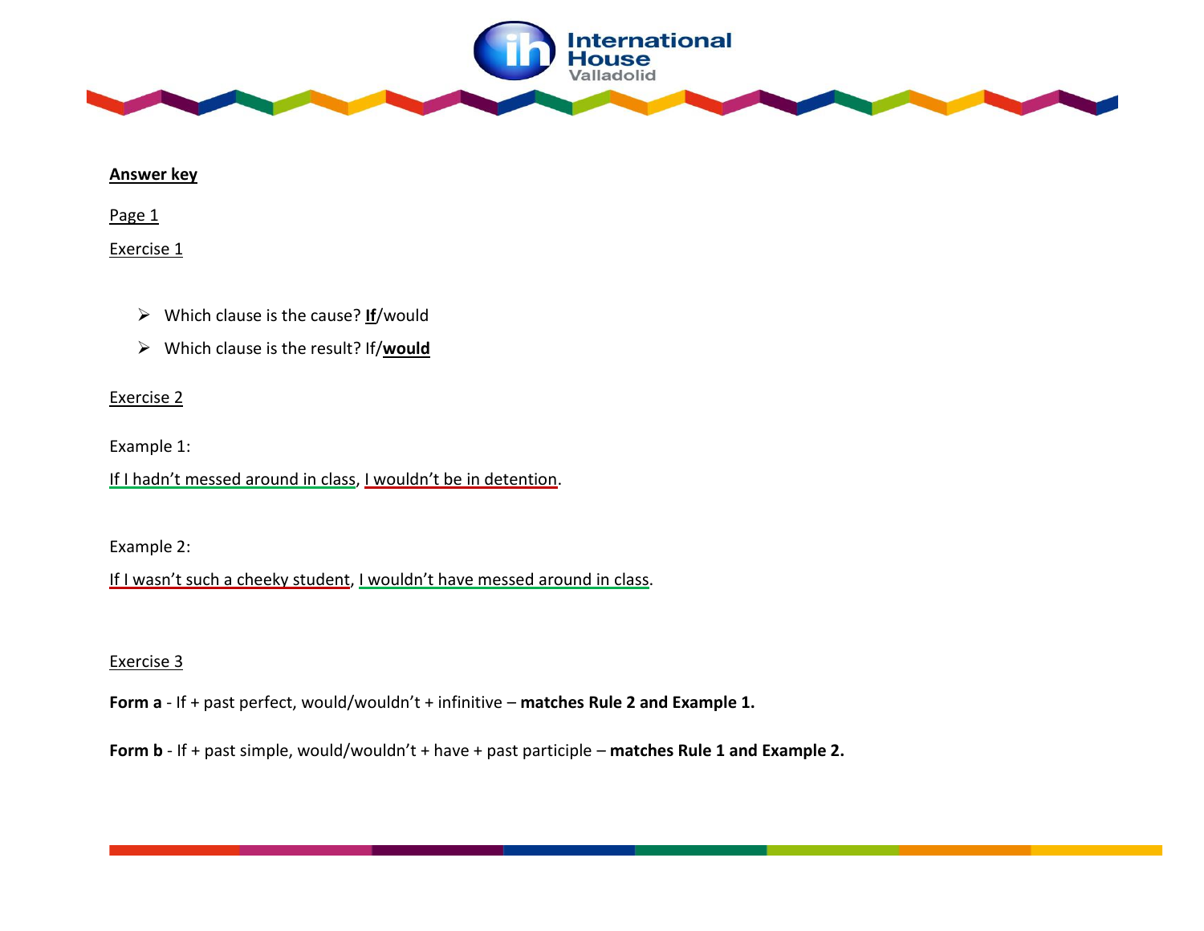**Answer key**

Page 1

Exercise 1

- Which clause is the cause? **If**/would
- Which clause is the result? If/**would**

Exercise 2

Example 1:

If I hadn't messed around in class, I wouldn't be in detention.

Example 2:

If I wasn't such a cheeky student, I wouldn't have messed around in class.

Exercise 3

**Form a** - If + past perfect, would/wouldn't + infinitive – **matches Rule 2 and Example 1.**

**Form b** - If + past simple, would/wouldn't + have + past participle – **matches Rule 1 and Example 2.**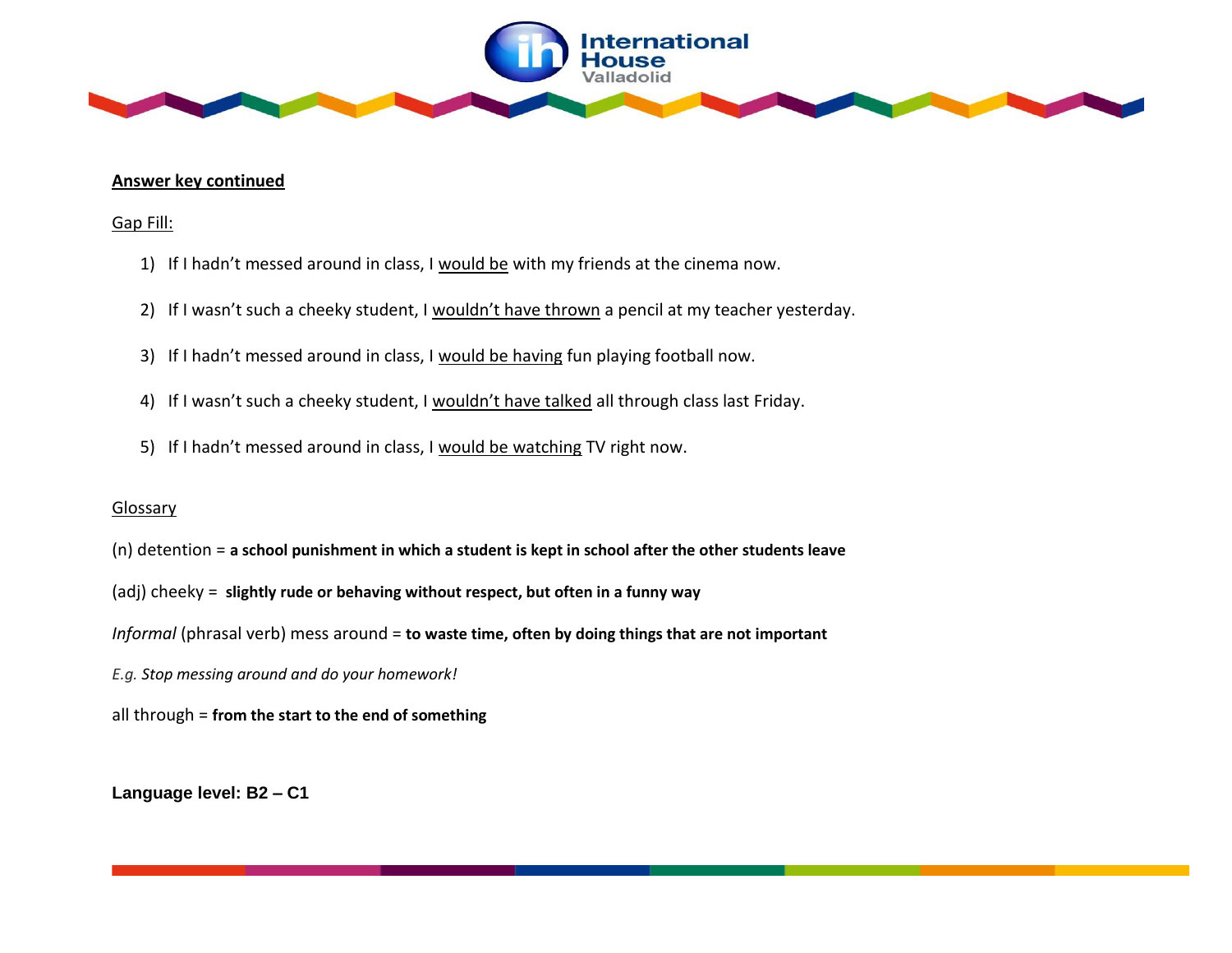**Answer key continued**

Gap Fill:

1) If I hadn't messed around in class, I would be with my friends at the cinema now.

2) If I wasn't such a cheeky student, I wouldn't have thrown a pencil at my teacher yesterday.

3) If I hadn't messed around in class, I would be having fun playing football now.

4) If I wasn't such a cheeky student, I wouldn't have talked all through class last Friday.

5) If I hadn't messed around in class, I would be watching TV right now.

Glossary

(n) detention = **a school punishment in which a student is kept in school after the other students leave**

(adj) cheeky = **slightly rude or behaving without respect, but often in a funny way**

*Informal* (phrasal verb) mess around = **to waste time, often by doing things that are not important**

*E.g. Stop messing around and do your homework!*

all through = **from the start to the end of something**

**Language level: B2 – C1**